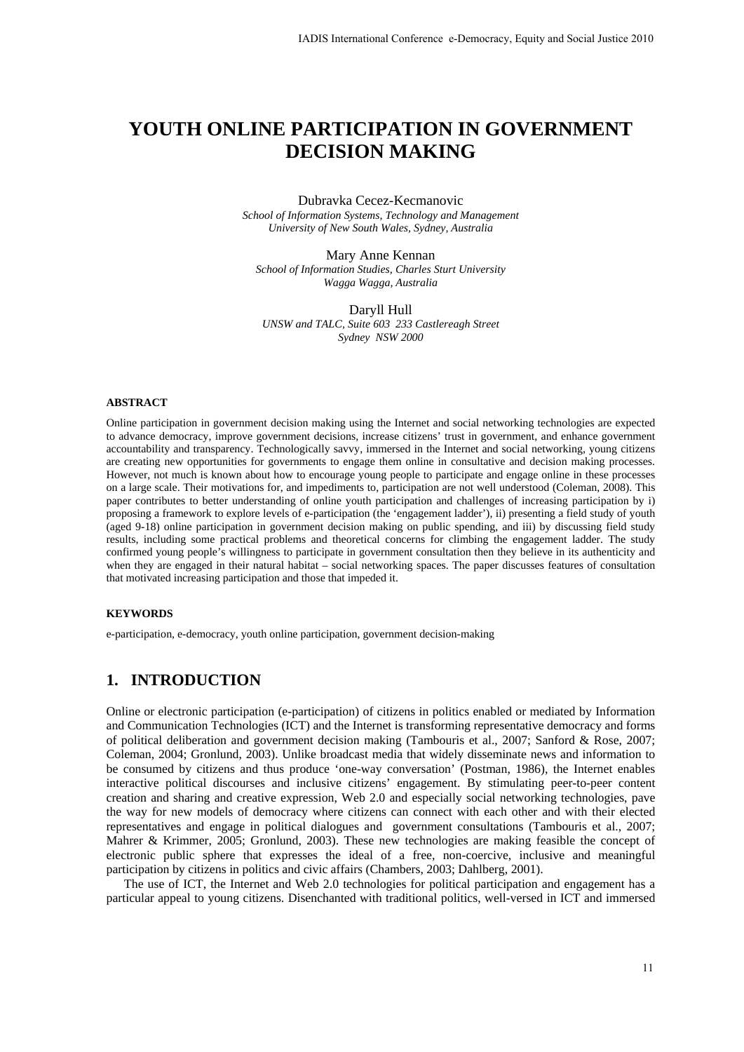# YOUTH ONLINE PARTICIPATION IN GOVERNMENT DECISION MAKING

Dubravka Cecez-Kecmanovic
*School of Information Systems, Technology and Management*
*University of New South Wales, Sydney, Australia*

Mary Anne Kennan
*School of Information Studies, Charles Sturt University*
*Wagga Wagga, Australia*

Daryll Hull
*UNSW and TALC, Suite 603 233 Castlereagh Street*
*Sydney NSW 2000*

#### ABSTRACT

Online participation in government decision making using the Internet and social networking technologies are expected to advance democracy, improve government decisions, increase citizens' trust in government, and enhance government accountability and transparency. Technologically savvy, immersed in the Internet and social networking, young citizens are creating new opportunities for governments to engage them online in consultative and decision making processes. However, not much is known about how to encourage young people to participate and engage online in these processes on a large scale. Their motivations for, and impediments to, participation are not well understood (Coleman, 2008). This paper contributes to better understanding of online youth participation and challenges of increasing participation by i) proposing a framework to explore levels of e-participation (the 'engagement ladder'), ii) presenting a field study of youth (aged 9-18) online participation in government decision making on public spending, and iii) by discussing field study results, including some practical problems and theoretical concerns for climbing the engagement ladder. The study confirmed young people's willingness to participate in government consultation then they believe in its authenticity and when they are engaged in their natural habitat – social networking spaces. The paper discusses features of consultation that motivated increasing participation and those that impeded it.

#### KEYWORDS

e-participation, e-democracy, youth online participation, government decision-making

## 1. INTRODUCTION

Online or electronic participation (e-participation) of citizens in politics enabled or mediated by Information and Communication Technologies (ICT) and the Internet is transforming representative democracy and forms of political deliberation and government decision making (Tambouris et al., 2007; Sanford & Rose, 2007; Coleman, 2004; Gronlund, 2003). Unlike broadcast media that widely disseminate news and information to be consumed by citizens and thus produce 'one-way conversation' (Postman, 1986), the Internet enables interactive political discourses and inclusive citizens' engagement. By stimulating peer-to-peer content creation and sharing and creative expression, Web 2.0 and especially social networking technologies, pave the way for new models of democracy where citizens can connect with each other and with their elected representatives and engage in political dialogues and government consultations (Tambouris et al., 2007; Mahrer & Krimmer, 2005; Gronlund, 2003). These new technologies are making feasible the concept of electronic public sphere that expresses the ideal of a free, non-coercive, inclusive and meaningful participation by citizens in politics and civic affairs (Chambers, 2003; Dahlberg, 2001).

The use of ICT, the Internet and Web 2.0 technologies for political participation and engagement has a particular appeal to young citizens. Disenchanted with traditional politics, well-versed in ICT and immersed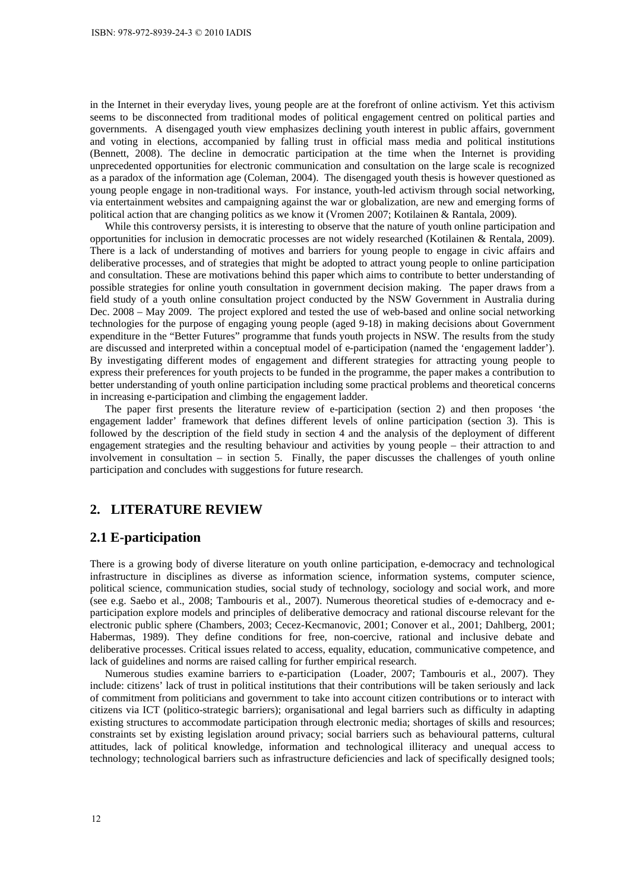in the Internet in their everyday lives, young people are at the forefront of online activism. Yet this activism seems to be disconnected from traditional modes of political engagement centred on political parties and governments. A disengaged youth view emphasizes declining youth interest in public affairs, government and voting in elections, accompanied by falling trust in official mass media and political institutions (Bennett, 2008). The decline in democratic participation at the time when the Internet is providing unprecedented opportunities for electronic communication and consultation on the large scale is recognized as a paradox of the information age (Coleman, 2004). The disengaged youth thesis is however questioned as young people engage in non-traditional ways. For instance, youth-led activism through social networking, via entertainment websites and campaigning against the war or globalization, are new and emerging forms of political action that are changing politics as we know it (Vromen 2007; Kotilainen & Rantala, 2009).

While this controversy persists, it is interesting to observe that the nature of youth online participation and opportunities for inclusion in democratic processes are not widely researched (Kotilainen & Rentala, 2009). There is a lack of understanding of motives and barriers for young people to engage in civic affairs and deliberative processes, and of strategies that might be adopted to attract young people to online participation and consultation. These are motivations behind this paper which aims to contribute to better understanding of possible strategies for online youth consultation in government decision making. The paper draws from a field study of a youth online consultation project conducted by the NSW Government in Australia during Dec. 2008 – May 2009. The project explored and tested the use of web-based and online social networking technologies for the purpose of engaging young people (aged 9-18) in making decisions about Government expenditure in the "Better Futures" programme that funds youth projects in NSW. The results from the study are discussed and interpreted within a conceptual model of e-participation (named the 'engagement ladder'). By investigating different modes of engagement and different strategies for attracting young people to express their preferences for youth projects to be funded in the programme, the paper makes a contribution to better understanding of youth online participation including some practical problems and theoretical concerns in increasing e-participation and climbing the engagement ladder.

The paper first presents the literature review of e-participation (section 2) and then proposes 'the engagement ladder' framework that defines different levels of online participation (section 3). This is followed by the description of the field study in section 4 and the analysis of the deployment of different engagement strategies and the resulting behaviour and activities by young people – their attraction to and involvement in consultation – in section 5. Finally, the paper discusses the challenges of youth online participation and concludes with suggestions for future research.

## 2. LITERATURE REVIEW

### 2.1 E-participation

There is a growing body of diverse literature on youth online participation, e-democracy and technological infrastructure in disciplines as diverse as information science, information systems, computer science, political science, communication studies, social study of technology, sociology and social work, and more (see e.g. Saebo et al., 2008; Tambouris et al., 2007). Numerous theoretical studies of e-democracy and e-participation explore models and principles of deliberative democracy and rational discourse relevant for the electronic public sphere (Chambers, 2003; Cecez-Kecmanovic, 2001; Conover et al., 2001; Dahlberg, 2001; Habermas, 1989). They define conditions for free, non-coercive, rational and inclusive debate and deliberative processes. Critical issues related to access, equality, education, communicative competence, and lack of guidelines and norms are raised calling for further empirical research.

Numerous studies examine barriers to e-participation (Loader, 2007; Tambouris et al., 2007). They include: citizens' lack of trust in political institutions that their contributions will be taken seriously and lack of commitment from politicians and government to take into account citizen contributions or to interact with citizens via ICT (politico-strategic barriers); organisational and legal barriers such as difficulty in adapting existing structures to accommodate participation through electronic media; shortages of skills and resources; constraints set by existing legislation around privacy; social barriers such as behavioural patterns, cultural attitudes, lack of political knowledge, information and technological illiteracy and unequal access to technology; technological barriers such as infrastructure deficiencies and lack of specifically designed tools;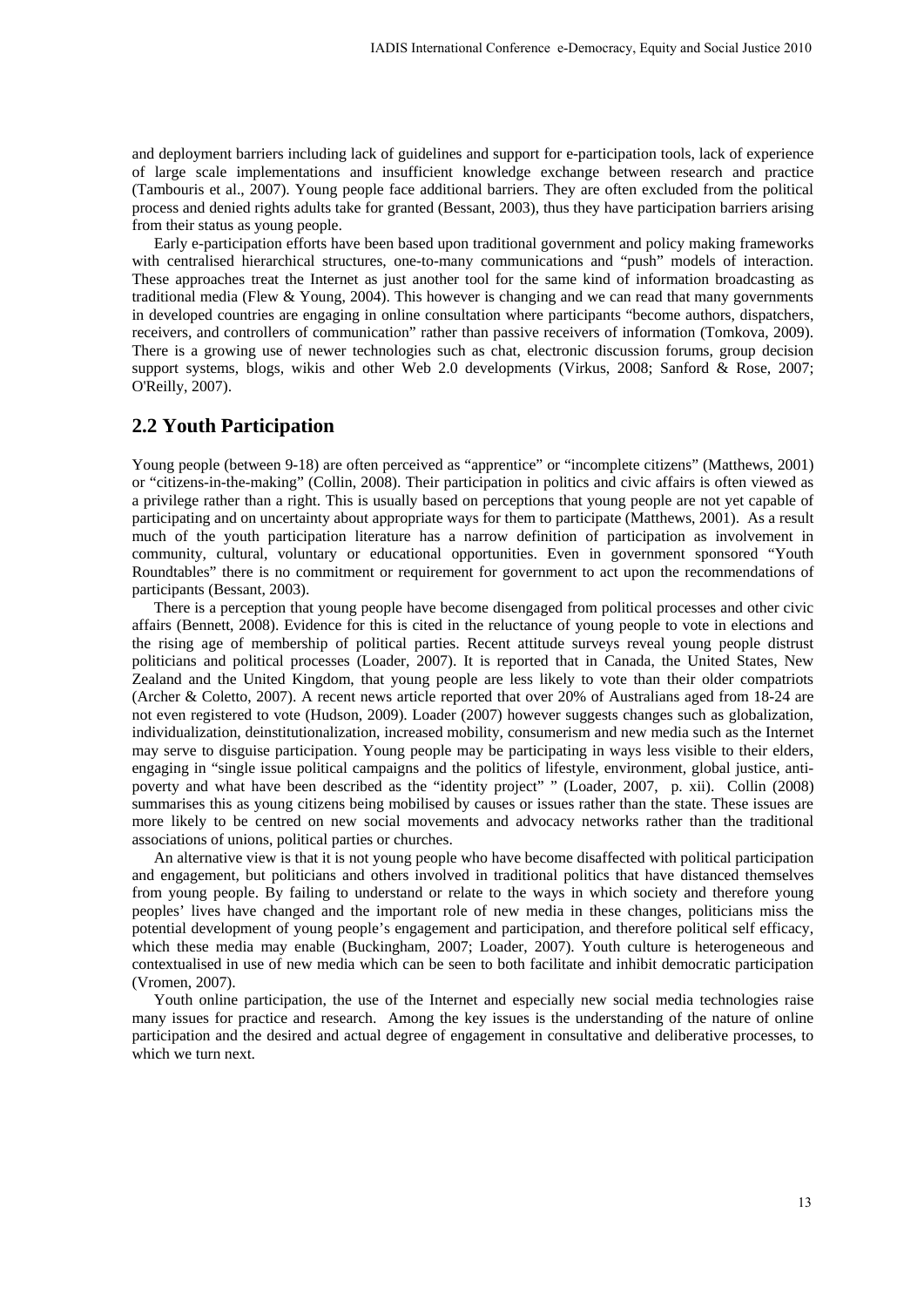and deployment barriers including lack of guidelines and support for e-participation tools, lack of experience of large scale implementations and insufficient knowledge exchange between research and practice (Tambouris et al., 2007). Young people face additional barriers. They are often excluded from the political process and denied rights adults take for granted (Bessant, 2003), thus they have participation barriers arising from their status as young people.

Early e-participation efforts have been based upon traditional government and policy making frameworks with centralised hierarchical structures, one-to-many communications and "push" models of interaction. These approaches treat the Internet as just another tool for the same kind of information broadcasting as traditional media (Flew & Young, 2004). This however is changing and we can read that many governments in developed countries are engaging in online consultation where participants "become authors, dispatchers, receivers, and controllers of communication" rather than passive receivers of information (Tomkova, 2009). There is a growing use of newer technologies such as chat, electronic discussion forums, group decision support systems, blogs, wikis and other Web 2.0 developments (Virkus, 2008; Sanford & Rose, 2007; O'Reilly, 2007).

## 2.2 Youth Participation

Young people (between 9-18) are often perceived as "apprentice" or "incomplete citizens" (Matthews, 2001) or "citizens-in-the-making" (Collin, 2008). Their participation in politics and civic affairs is often viewed as a privilege rather than a right. This is usually based on perceptions that young people are not yet capable of participating and on uncertainty about appropriate ways for them to participate (Matthews, 2001). As a result much of the youth participation literature has a narrow definition of participation as involvement in community, cultural, voluntary or educational opportunities. Even in government sponsored "Youth Roundtables" there is no commitment or requirement for government to act upon the recommendations of participants (Bessant, 2003).

There is a perception that young people have become disengaged from political processes and other civic affairs (Bennett, 2008). Evidence for this is cited in the reluctance of young people to vote in elections and the rising age of membership of political parties. Recent attitude surveys reveal young people distrust politicians and political processes (Loader, 2007). It is reported that in Canada, the United States, New Zealand and the United Kingdom, that young people are less likely to vote than their older compatriots (Archer & Coletto, 2007). A recent news article reported that over 20% of Australians aged from 18-24 are not even registered to vote (Hudson, 2009). Loader (2007) however suggests changes such as globalization, individualization, deinstitutionalization, increased mobility, consumerism and new media such as the Internet may serve to disguise participation. Young people may be participating in ways less visible to their elders, engaging in "single issue political campaigns and the politics of lifestyle, environment, global justice, anti-poverty and what have been described as the "identity project" " (Loader, 2007, p. xii). Collin (2008) summarises this as young citizens being mobilised by causes or issues rather than the state. These issues are more likely to be centred on new social movements and advocacy networks rather than the traditional associations of unions, political parties or churches.

An alternative view is that it is not young people who have become disaffected with political participation and engagement, but politicians and others involved in traditional politics that have distanced themselves from young people. By failing to understand or relate to the ways in which society and therefore young peoples' lives have changed and the important role of new media in these changes, politicians miss the potential development of young people's engagement and participation, and therefore political self efficacy, which these media may enable (Buckingham, 2007; Loader, 2007). Youth culture is heterogeneous and contextualised in use of new media which can be seen to both facilitate and inhibit democratic participation (Vromen, 2007).

Youth online participation, the use of the Internet and especially new social media technologies raise many issues for practice and research. Among the key issues is the understanding of the nature of online participation and the desired and actual degree of engagement in consultative and deliberative processes, to which we turn next.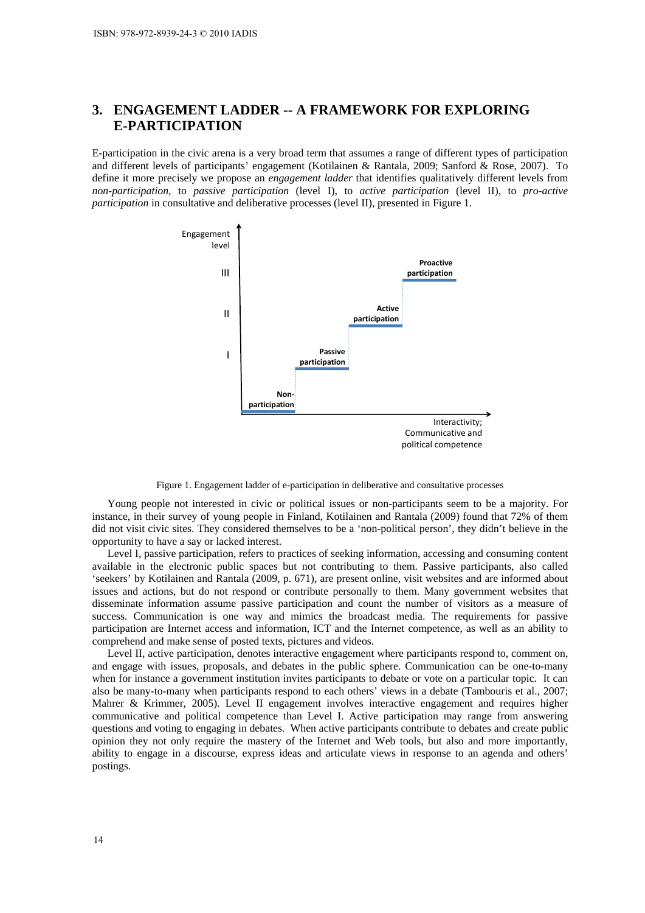## 3. ENGAGEMENT LADDER -- A FRAMEWORK FOR EXPLORING E-PARTICIPATION

E-participation in the civic arena is a very broad term that assumes a range of different types of participation and different levels of participants' engagement (Kotilainen & Rantala, 2009; Sanford & Rose, 2007). To define it more precisely we propose an *engagement ladder* that identifies qualitatively different levels from *non-participation*, to *passive participation* (level I), to *active participation* (level II), to *pro-active participation* in consultative and deliberative processes (level II), presented in Figure 1.

Figure 1. Engagement ladder of e-participation in deliberative and consultative processes

Young people not interested in civic or political issues or non-participants seem to be a majority. For instance, in their survey of young people in Finland, Kotilainen and Rantala (2009) found that 72% of them did not visit civic sites. They considered themselves to be a 'non-political person', they didn't believe in the opportunity to have a say or lacked interest.

Level I, passive participation, refers to practices of seeking information, accessing and consuming content available in the electronic public spaces but not contributing to them. Passive participants, also called 'seekers' by Kotilainen and Rantala (2009, p. 671), are present online, visit websites and are informed about issues and actions, but do not respond or contribute personally to them. Many government websites that disseminate information assume passive participation and count the number of visitors as a measure of success. Communication is one way and mimics the broadcast media. The requirements for passive participation are Internet access and information, ICT and the Internet competence, as well as an ability to comprehend and make sense of posted texts, pictures and videos.

Level II, active participation, denotes interactive engagement where participants respond to, comment on, and engage with issues, proposals, and debates in the public sphere. Communication can be one-to-many when for instance a government institution invites participants to debate or vote on a particular topic. It can also be many-to-many when participants respond to each others' views in a debate (Tambouris et al., 2007; Mahrer & Krimmer, 2005). Level II engagement involves interactive engagement and requires higher communicative and political competence than Level I. Active participation may range from answering questions and voting to engaging in debates. When active participants contribute to debates and create public opinion they not only require the mastery of the Internet and Web tools, but also and more importantly, ability to engage in a discourse, express ideas and articulate views in response to an agenda and others' postings.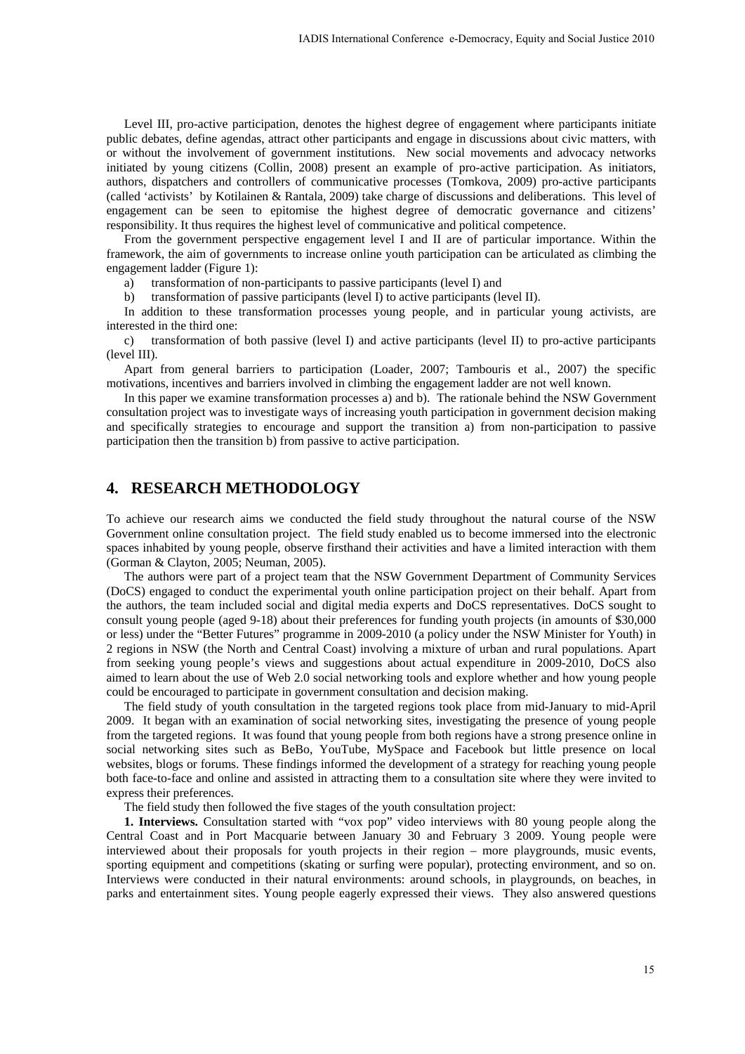Level III, pro-active participation, denotes the highest degree of engagement where participants initiate public debates, define agendas, attract other participants and engage in discussions about civic matters, with or without the involvement of government institutions. New social movements and advocacy networks initiated by young citizens (Collin, 2008) present an example of pro-active participation. As initiators, authors, dispatchers and controllers of communicative processes (Tomkova, 2009) pro-active participants (called 'activists' by Kotilainen & Rantala, 2009) take charge of discussions and deliberations. This level of engagement can be seen to epitomise the highest degree of democratic governance and citizens' responsibility. It thus requires the highest level of communicative and political competence.

From the government perspective engagement level I and II are of particular importance. Within the framework, the aim of governments to increase online youth participation can be articulated as climbing the engagement ladder (Figure 1):

a) transformation of non-participants to passive participants (level I) and

b) transformation of passive participants (level I) to active participants (level II).

In addition to these transformation processes young people, and in particular young activists, are interested in the third one:

c) transformation of both passive (level I) and active participants (level II) to pro-active participants (level III).

Apart from general barriers to participation (Loader, 2007; Tambouris et al., 2007) the specific motivations, incentives and barriers involved in climbing the engagement ladder are not well known.

In this paper we examine transformation processes a) and b). The rationale behind the NSW Government consultation project was to investigate ways of increasing youth participation in government decision making and specifically strategies to encourage and support the transition a) from non-participation to passive participation then the transition b) from passive to active participation.

## 4. RESEARCH METHODOLOGY

To achieve our research aims we conducted the field study throughout the natural course of the NSW Government online consultation project. The field study enabled us to become immersed into the electronic spaces inhabited by young people, observe firsthand their activities and have a limited interaction with them (Gorman & Clayton, 2005; Neuman, 2005).

The authors were part of a project team that the NSW Government Department of Community Services (DoCS) engaged to conduct the experimental youth online participation project on their behalf. Apart from the authors, the team included social and digital media experts and DoCS representatives. DoCS sought to consult young people (aged 9-18) about their preferences for funding youth projects (in amounts of $30,000 or less) under the "Better Futures" programme in 2009-2010 (a policy under the NSW Minister for Youth) in 2 regions in NSW (the North and Central Coast) involving a mixture of urban and rural populations. Apart from seeking young people's views and suggestions about actual expenditure in 2009-2010, DoCS also aimed to learn about the use of Web 2.0 social networking tools and explore whether and how young people could be encouraged to participate in government consultation and decision making.

The field study of youth consultation in the targeted regions took place from mid-January to mid-April 2009. It began with an examination of social networking sites, investigating the presence of young people from the targeted regions. It was found that young people from both regions have a strong presence online in social networking sites such as BeBo, YouTube, MySpace and Facebook but little presence on local websites, blogs or forums. These findings informed the development of a strategy for reaching young people both face-to-face and online and assisted in attracting them to a consultation site where they were invited to express their preferences.

The field study then followed the five stages of the youth consultation project:

**1. Interviews.** Consultation started with "vox pop" video interviews with 80 young people along the Central Coast and in Port Macquarie between January 30 and February 3 2009. Young people were interviewed about their proposals for youth projects in their region – more playgrounds, music events, sporting equipment and competitions (skating or surfing were popular), protecting environment, and so on. Interviews were conducted in their natural environments: around schools, in playgrounds, on beaches, in parks and entertainment sites. Young people eagerly expressed their views. They also answered questions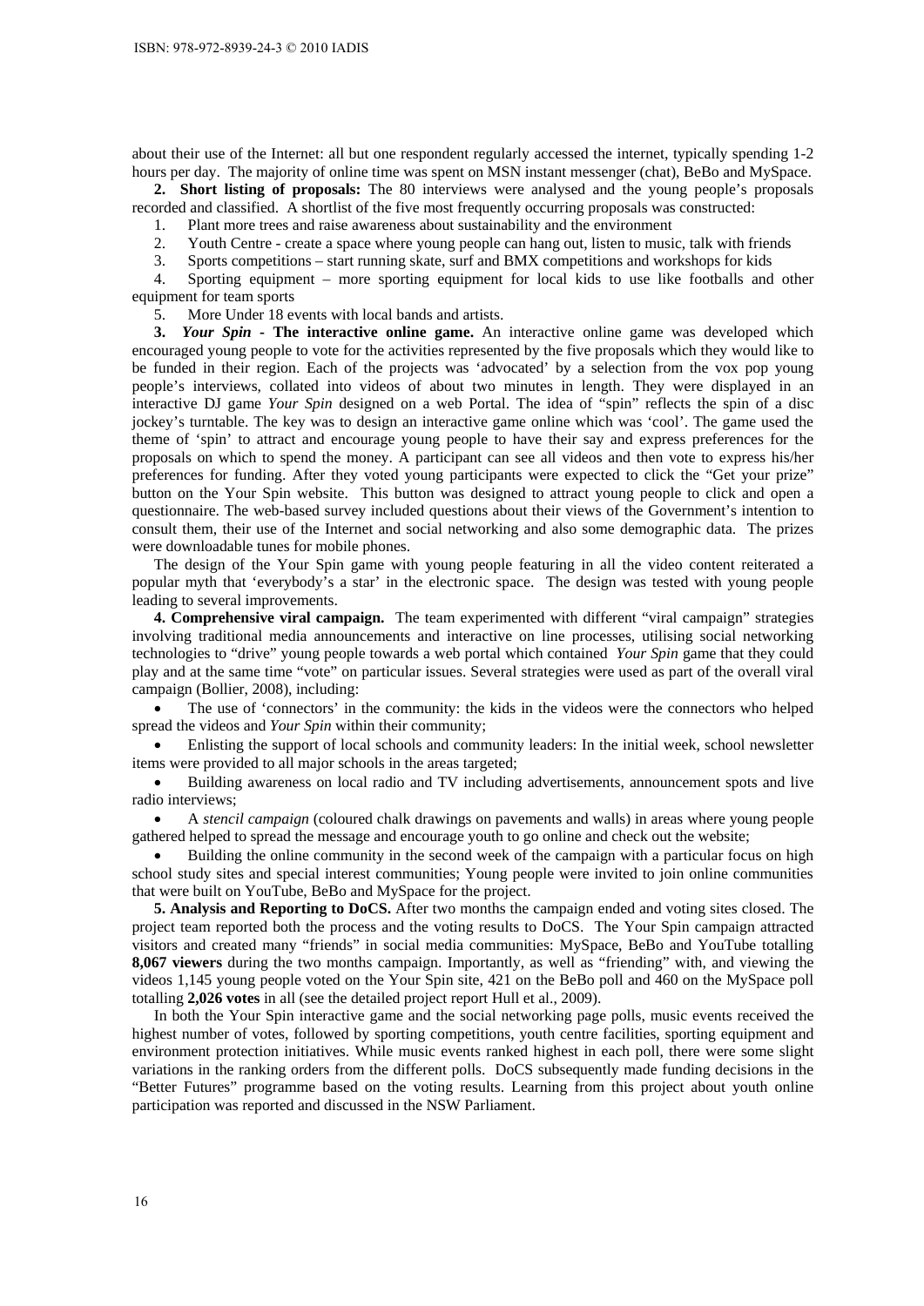about their use of the Internet: all but one respondent regularly accessed the internet, typically spending 1-2 hours per day. The majority of online time was spent on MSN instant messenger (chat), BeBo and MySpace.

**2. Short listing of proposals:** The 80 interviews were analysed and the young people's proposals recorded and classified. A shortlist of the five most frequently occurring proposals was constructed:

1. Plant more trees and raise awareness about sustainability and the environment
2. Youth Centre - create a space where young people can hang out, listen to music, talk with friends
3. Sports competitions – start running skate, surf and BMX competitions and workshops for kids
4. Sporting equipment – more sporting equipment for local kids to use like footballs and other equipment for team sports
5. More Under 18 events with local bands and artists.

**3. *Your Spin* - The interactive online game.** An interactive online game was developed which encouraged young people to vote for the activities represented by the five proposals which they would like to be funded in their region. Each of the projects was 'advocated' by a selection from the vox pop young people's interviews, collated into videos of about two minutes in length. They were displayed in an interactive DJ game *Your Spin* designed on a web Portal. The idea of "spin" reflects the spin of a disc jockey's turntable. The key was to design an interactive game online which was 'cool'. The game used the theme of 'spin' to attract and encourage young people to have their say and express preferences for the proposals on which to spend the money. A participant can see all videos and then vote to express his/her preferences for funding. After they voted young participants were expected to click the "Get your prize" button on the Your Spin website. This button was designed to attract young people to click and open a questionnaire. The web-based survey included questions about their views of the Government's intention to consult them, their use of the Internet and social networking and also some demographic data. The prizes were downloadable tunes for mobile phones.

The design of the Your Spin game with young people featuring in all the video content reiterated a popular myth that 'everybody's a star' in the electronic space. The design was tested with young people leading to several improvements.

**4. Comprehensive viral campaign.** The team experimented with different "viral campaign" strategies involving traditional media announcements and interactive on line processes, utilising social networking technologies to "drive" young people towards a web portal which contained *Your Spin* game that they could play and at the same time "vote" on particular issues. Several strategies were used as part of the overall viral campaign (Bollier, 2008), including:

- The use of 'connectors' in the community: the kids in the videos were the connectors who helped spread the videos and *Your Spin* within their community;
- Enlisting the support of local schools and community leaders: In the initial week, school newsletter items were provided to all major schools in the areas targeted;
- Building awareness on local radio and TV including advertisements, announcement spots and live radio interviews;
- A *stencil campaign* (coloured chalk drawings on pavements and walls) in areas where young people gathered helped to spread the message and encourage youth to go online and check out the website;
- Building the online community in the second week of the campaign with a particular focus on high school study sites and special interest communities; Young people were invited to join online communities that were built on YouTube, BeBo and MySpace for the project.

**5. Analysis and Reporting to DoCS.** After two months the campaign ended and voting sites closed. The project team reported both the process and the voting results to DoCS. The Your Spin campaign attracted visitors and created many "friends" in social media communities: MySpace, BeBo and YouTube totalling **8,067 viewers** during the two months campaign. Importantly, as well as "friending" with, and viewing the videos 1,145 young people voted on the Your Spin site, 421 on the BeBo poll and 460 on the MySpace poll totalling **2,026 votes** in all (see the detailed project report Hull et al., 2009).

In both the Your Spin interactive game and the social networking page polls, music events received the highest number of votes, followed by sporting competitions, youth centre facilities, sporting equipment and environment protection initiatives. While music events ranked highest in each poll, there were some slight variations in the ranking orders from the different polls. DoCS subsequently made funding decisions in the "Better Futures" programme based on the voting results. Learning from this project about youth online participation was reported and discussed in the NSW Parliament.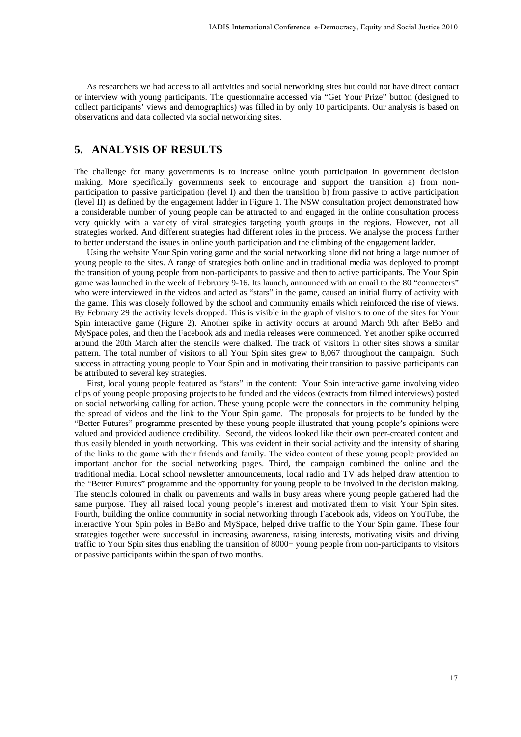As researchers we had access to all activities and social networking sites but could not have direct contact or interview with young participants. The questionnaire accessed via "Get Your Prize" button (designed to collect participants' views and demographics) was filled in by only 10 participants. Our analysis is based on observations and data collected via social networking sites.

## 5. ANALYSIS OF RESULTS

The challenge for many governments is to increase online youth participation in government decision making. More specifically governments seek to encourage and support the transition a) from non-participation to passive participation (level I) and then the transition b) from passive to active participation (level II) as defined by the engagement ladder in Figure 1. The NSW consultation project demonstrated how a considerable number of young people can be attracted to and engaged in the online consultation process very quickly with a variety of viral strategies targeting youth groups in the regions. However, not all strategies worked. And different strategies had different roles in the process. We analyse the process further to better understand the issues in online youth participation and the climbing of the engagement ladder.

Using the website Your Spin voting game and the social networking alone did not bring a large number of young people to the sites. A range of strategies both online and in traditional media was deployed to prompt the transition of young people from non-participants to passive and then to active participants. The Your Spin game was launched in the week of February 9-16. Its launch, announced with an email to the 80 "connecters" who were interviewed in the videos and acted as "stars" in the game, caused an initial flurry of activity with the game. This was closely followed by the school and community emails which reinforced the rise of views. By February 29 the activity levels dropped. This is visible in the graph of visitors to one of the sites for Your Spin interactive game (Figure 2). Another spike in activity occurs at around March 9th after BeBo and MySpace poles, and then the Facebook ads and media releases were commenced. Yet another spike occurred around the 20th March after the stencils were chalked. The track of visitors in other sites shows a similar pattern. The total number of visitors to all Your Spin sites grew to 8,067 throughout the campaign. Such success in attracting young people to Your Spin and in motivating their transition to passive participants can be attributed to several key strategies.

First, local young people featured as "stars" in the content: Your Spin interactive game involving video clips of young people proposing projects to be funded and the videos (extracts from filmed interviews) posted on social networking calling for action. These young people were the connectors in the community helping the spread of videos and the link to the Your Spin game. The proposals for projects to be funded by the "Better Futures" programme presented by these young people illustrated that young people's opinions were valued and provided audience credibility. Second, the videos looked like their own peer-created content and thus easily blended in youth networking. This was evident in their social activity and the intensity of sharing of the links to the game with their friends and family. The video content of these young people provided an important anchor for the social networking pages. Third, the campaign combined the online and the traditional media. Local school newsletter announcements, local radio and TV ads helped draw attention to the "Better Futures" programme and the opportunity for young people to be involved in the decision making. The stencils coloured in chalk on pavements and walls in busy areas where young people gathered had the same purpose. They all raised local young people's interest and motivated them to visit Your Spin sites. Fourth, building the online community in social networking through Facebook ads, videos on YouTube, the interactive Your Spin poles in BeBo and MySpace, helped drive traffic to the Your Spin game. These four strategies together were successful in increasing awareness, raising interests, motivating visits and driving traffic to Your Spin sites thus enabling the transition of 8000+ young people from non-participants to visitors or passive participants within the span of two months.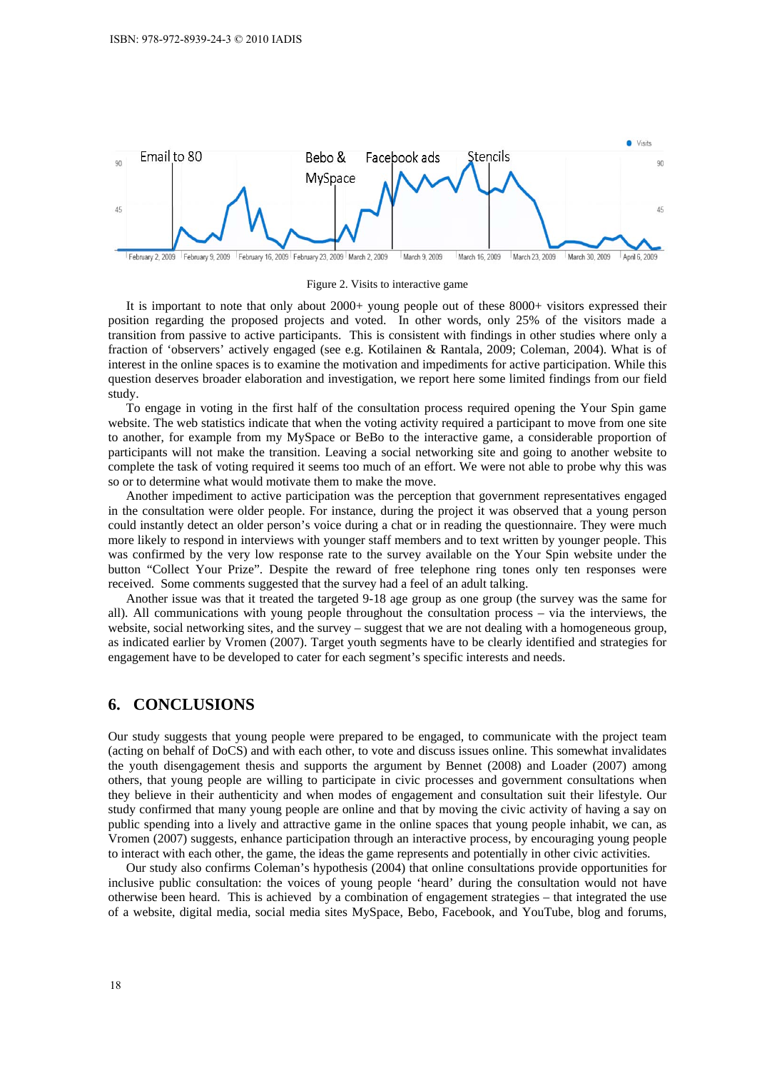Figure 2. Visits to interactive game

It is important to note that only about 2000+ young people out of these 8000+ visitors expressed their position regarding the proposed projects and voted. In other words, only 25% of the visitors made a transition from passive to active participants. This is consistent with findings in other studies where only a fraction of 'observers' actively engaged (see e.g. Kotilainen & Rantala, 2009; Coleman, 2004). What is of interest in the online spaces is to examine the motivation and impediments for active participation. While this question deserves broader elaboration and investigation, we report here some limited findings from our field study.

To engage in voting in the first half of the consultation process required opening the Your Spin game website. The web statistics indicate that when the voting activity required a participant to move from one site to another, for example from my MySpace or BeBo to the interactive game, a considerable proportion of participants will not make the transition. Leaving a social networking site and going to another website to complete the task of voting required it seems too much of an effort. We were not able to probe why this was so or to determine what would motivate them to make the move.

Another impediment to active participation was the perception that government representatives engaged in the consultation were older people. For instance, during the project it was observed that a young person could instantly detect an older person's voice during a chat or in reading the questionnaire. They were much more likely to respond in interviews with younger staff members and to text written by younger people. This was confirmed by the very low response rate to the survey available on the Your Spin website under the button "Collect Your Prize". Despite the reward of free telephone ring tones only ten responses were received. Some comments suggested that the survey had a feel of an adult talking.

Another issue was that it treated the targeted 9-18 age group as one group (the survey was the same for all). All communications with young people throughout the consultation process – via the interviews, the website, social networking sites, and the survey – suggest that we are not dealing with a homogeneous group, as indicated earlier by Vromen (2007). Target youth segments have to be clearly identified and strategies for engagement have to be developed to cater for each segment's specific interests and needs.

## 6. CONCLUSIONS

Our study suggests that young people were prepared to be engaged, to communicate with the project team (acting on behalf of DoCS) and with each other, to vote and discuss issues online. This somewhat invalidates the youth disengagement thesis and supports the argument by Bennet (2008) and Loader (2007) among others, that young people are willing to participate in civic processes and government consultations when they believe in their authenticity and when modes of engagement and consultation suit their lifestyle. Our study confirmed that many young people are online and that by moving the civic activity of having a say on public spending into a lively and attractive game in the online spaces that young people inhabit, we can, as Vromen (2007) suggests, enhance participation through an interactive process, by encouraging young people to interact with each other, the game, the ideas the game represents and potentially in other civic activities.

Our study also confirms Coleman's hypothesis (2004) that online consultations provide opportunities for inclusive public consultation: the voices of young people 'heard' during the consultation would not have otherwise been heard. This is achieved by a combination of engagement strategies – that integrated the use of a website, digital media, social media sites MySpace, Bebo, Facebook, and YouTube, blog and forums,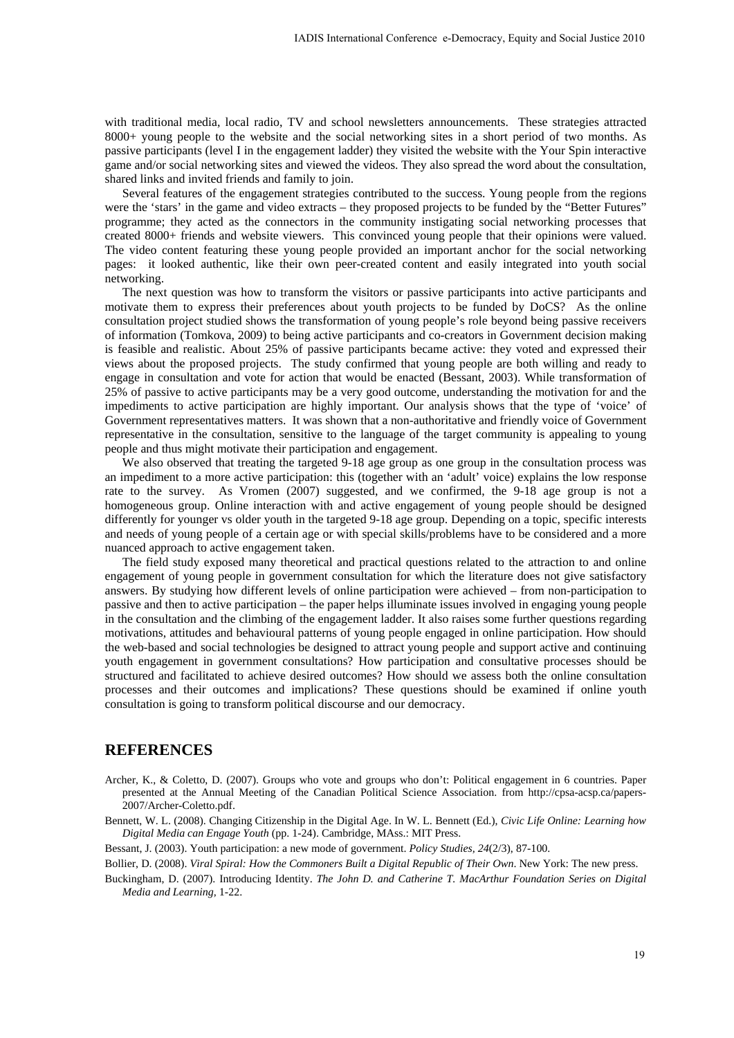with traditional media, local radio, TV and school newsletters announcements. These strategies attracted 8000+ young people to the website and the social networking sites in a short period of two months. As passive participants (level I in the engagement ladder) they visited the website with the Your Spin interactive game and/or social networking sites and viewed the videos. They also spread the word about the consultation, shared links and invited friends and family to join.

Several features of the engagement strategies contributed to the success. Young people from the regions were the 'stars' in the game and video extracts – they proposed projects to be funded by the "Better Futures" programme; they acted as the connectors in the community instigating social networking processes that created 8000+ friends and website viewers. This convinced young people that their opinions were valued. The video content featuring these young people provided an important anchor for the social networking pages: it looked authentic, like their own peer-created content and easily integrated into youth social networking.

The next question was how to transform the visitors or passive participants into active participants and motivate them to express their preferences about youth projects to be funded by DoCS? As the online consultation project studied shows the transformation of young people's role beyond being passive receivers of information (Tomkova, 2009) to being active participants and co-creators in Government decision making is feasible and realistic. About 25% of passive participants became active: they voted and expressed their views about the proposed projects. The study confirmed that young people are both willing and ready to engage in consultation and vote for action that would be enacted (Bessant, 2003). While transformation of 25% of passive to active participants may be a very good outcome, understanding the motivation for and the impediments to active participation are highly important. Our analysis shows that the type of 'voice' of Government representatives matters. It was shown that a non-authoritative and friendly voice of Government representative in the consultation, sensitive to the language of the target community is appealing to young people and thus might motivate their participation and engagement.

We also observed that treating the targeted 9-18 age group as one group in the consultation process was an impediment to a more active participation: this (together with an 'adult' voice) explains the low response rate to the survey. As Vromen (2007) suggested, and we confirmed, the 9-18 age group is not a homogeneous group. Online interaction with and active engagement of young people should be designed differently for younger vs older youth in the targeted 9-18 age group. Depending on a topic, specific interests and needs of young people of a certain age or with special skills/problems have to be considered and a more nuanced approach to active engagement taken.

The field study exposed many theoretical and practical questions related to the attraction to and online engagement of young people in government consultation for which the literature does not give satisfactory answers. By studying how different levels of online participation were achieved – from non-participation to passive and then to active participation – the paper helps illuminate issues involved in engaging young people in the consultation and the climbing of the engagement ladder. It also raises some further questions regarding motivations, attitudes and behavioural patterns of young people engaged in online participation. How should the web-based and social technologies be designed to attract young people and support active and continuing youth engagement in government consultations? How participation and consultative processes should be structured and facilitated to achieve desired outcomes? How should we assess both the online consultation processes and their outcomes and implications? These questions should be examined if online youth consultation is going to transform political discourse and our democracy.

## REFERENCES

Archer, K., & Coletto, D. (2007). Groups who vote and groups who don't: Political engagement in 6 countries. Paper presented at the Annual Meeting of the Canadian Political Science Association. from http://cpsa-acsp.ca/papers-2007/Archer-Coletto.pdf.

Bennett, W. L. (2008). Changing Citizenship in the Digital Age. In W. L. Bennett (Ed.), *Civic Life Online: Learning how Digital Media can Engage Youth* (pp. 1-24). Cambridge, MAss.: MIT Press.

Bessant, J. (2003). Youth participation: a new mode of government. *Policy Studies, 24*(2/3), 87-100.

Bollier, D. (2008). *Viral Spiral: How the Commoners Built a Digital Republic of Their Own*. New York: The new press.

Buckingham, D. (2007). Introducing Identity. *The John D. and Catherine T. MacArthur Foundation Series on Digital Media and Learning,* 1-22.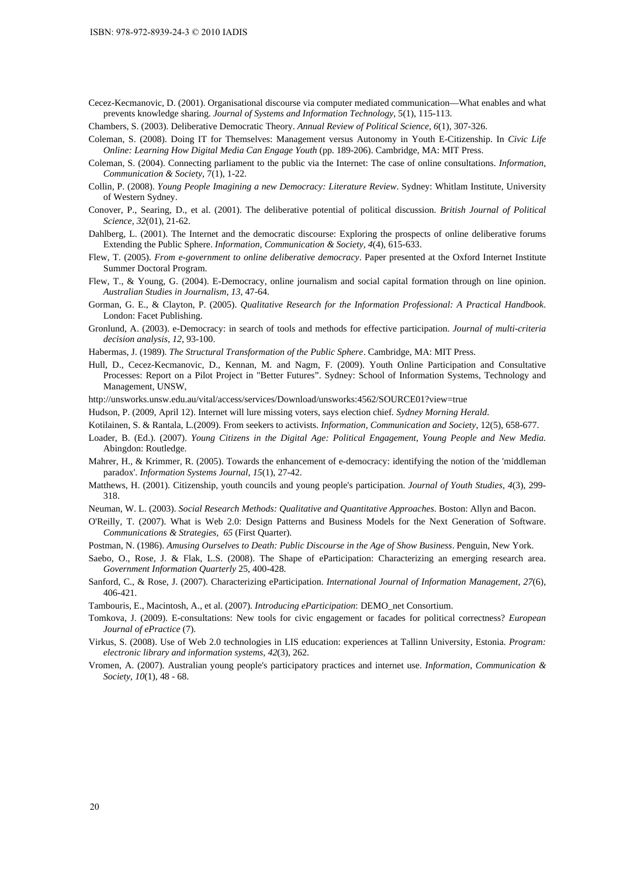Cecez-Kecmanovic, D. (2001). Organisational discourse via computer mediated communication—What enables and what prevents knowledge sharing. *Journal of Systems and Information Technology*, 5(1), 115-113.

Chambers, S. (2003). Deliberative Democratic Theory. *Annual Review of Political Science, 6*(1), 307-326.

Coleman, S. (2008). Doing IT for Themselves: Management versus Autonomy in Youth E-Citizenship. In *Civic Life Online: Learning How Digital Media Can Engage Youth* (pp. 189-206). Cambridge, MA: MIT Press.

Coleman, S. (2004). Connecting parliament to the public via the Internet: The case of online consultations. *Information, Communication & Society*, 7(1), 1-22.

Collin, P. (2008). *Young People Imagining a new Democracy: Literature Review*. Sydney: Whitlam Institute, University of Western Sydney.

Conover, P., Searing, D., et al. (2001). The deliberative potential of political discussion. *British Journal of Political Science, 32*(01), 21-62.

Dahlberg, L. (2001). The Internet and the democratic discourse: Exploring the prospects of online deliberative forums Extending the Public Sphere. *Information, Communication & Society, 4*(4), 615-633.

Flew, T. (2005). *From e-government to online deliberative democracy*. Paper presented at the Oxford Internet Institute Summer Doctoral Program.

Flew, T., & Young, G. (2004). E-Democracy, online journalism and social capital formation through on line opinion. *Australian Studies in Journalism, 13*, 47-64.

Gorman, G. E., & Clayton, P. (2005). *Qualitative Research for the Information Professional: A Practical Handbook*. London: Facet Publishing.

Gronlund, A. (2003). e-Democracy: in search of tools and methods for effective participation. *Journal of multi-criteria decision analysis, 12*, 93-100.

Habermas, J. (1989). *The Structural Transformation of the Public Sphere*. Cambridge, MA: MIT Press.

Hull, D., Cecez-Kecmanovic, D., Kennan, M. and Nagm, F. (2009). Youth Online Participation and Consultative Processes: Report on a Pilot Project in "Better Futures". Sydney: School of Information Systems, Technology and Management, UNSW,

http://unsworks.unsw.edu.au/vital/access/services/Download/unsworks:4562/SOURCE01?view=true

Hudson, P. (2009, April 12). Internet will lure missing voters, says election chief. *Sydney Morning Herald*.

Kotilainen, S. & Rantala, L.(2009). From seekers to activists. *Information, Communication and Society*, 12(5), 658-677.

Loader, B. (Ed.). (2007). *Young Citizens in the Digital Age: Political Engagement, Young People and New Media.* Abingdon: Routledge.

Mahrer, H., & Krimmer, R. (2005). Towards the enhancement of e-democracy: identifying the notion of the 'middleman paradox'. *Information Systems Journal, 15*(1), 27-42.

Matthews, H. (2001). Citizenship, youth councils and young people's participation. *Journal of Youth Studies, 4*(3), 299-318.

Neuman, W. L. (2003). *Social Research Methods: Qualitative and Quantitative Approaches*. Boston: Allyn and Bacon.

O'Reilly, T. (2007). What is Web 2.0: Design Patterns and Business Models for the Next Generation of Software. *Communications & Strategies, 65* (First Quarter).

Postman, N. (1986). *Amusing Ourselves to Death: Public Discourse in the Age of Show Business*. Penguin, New York.

Saebo, O., Rose, J. & Flak, L.S. (2008). The Shape of eParticipation: Characterizing an emerging research area. *Government Information Quarterly* 25, 400-428.

Sanford, C., & Rose, J. (2007). Characterizing eParticipation. *International Journal of Information Management, 27*(6), 406-421.

Tambouris, E., Macintosh, A., et al. (2007). *Introducing eParticipation*: DEMO_net Consortium.

Tomkova, J. (2009). E-consultations: New tools for civic engagement or facades for political correctness? *European Journal of ePractice* (7).

Virkus, S. (2008). Use of Web 2.0 technologies in LIS education: experiences at Tallinn University, Estonia. *Program: electronic library and information systems, 42*(3), 262.

Vromen, A. (2007). Australian young people's participatory practices and internet use. *Information, Communication & Society, 10*(1), 48 - 68.